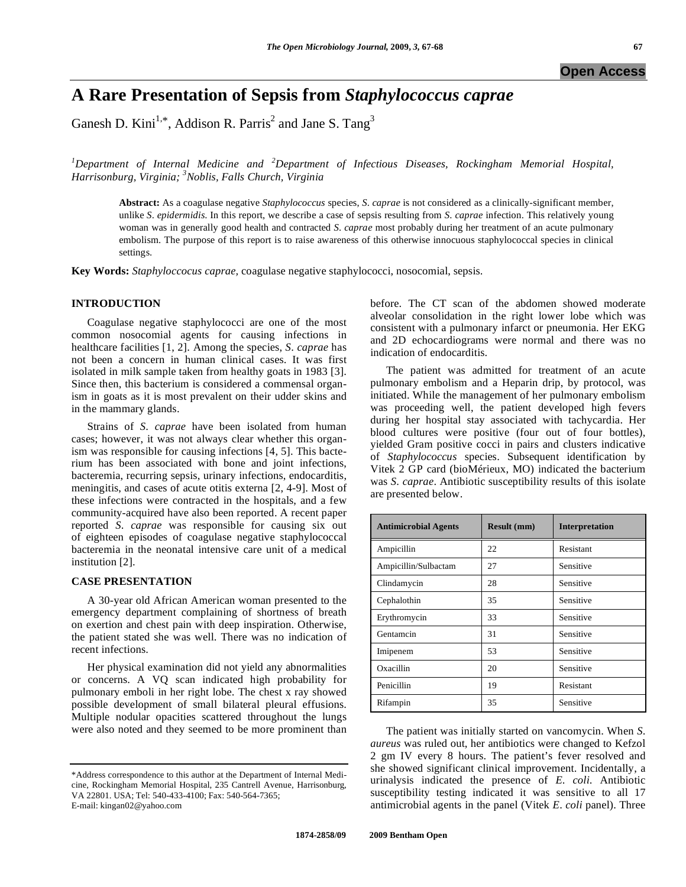# A Rare Presentation of Sepsis from *Staphylococcus caprae*

Ganesh D. Kini[1,*], Addison R. Parris[2] and Jane S. Tang[3]

[1]*Department of Internal Medicine and* [2]*Department of Infectious Diseases, Rockingham Memorial Hospital, Harrisonburg, Virginia;* [3]*Noblis, Falls Church, Virginia*

**Abstract:** As a coagulase negative *Staphylococcus* species, *S. caprae* is not considered as a clinically-significant member, unlike *S. epidermidis.* In this report, we describe a case of sepsis resulting from *S. caprae* infection. This relatively young woman was in generally good health and contracted *S. caprae* most probably during her treatment of an acute pulmonary embolism. The purpose of this report is to raise awareness of this otherwise innocuous staphylococcal species in clinical settings.

**Key Words:** *Staphyloccocus caprae,* coagulase negative staphylococci, nosocomial, sepsis.

## INTRODUCTION

Coagulase negative staphylococci are one of the most common nosocomial agents for causing infections in healthcare facilities [1, 2]. Among the species, *S. caprae* has not been a concern in human clinical cases. It was first isolated in milk sample taken from healthy goats in 1983 [3]. Since then, this bacterium is considered a commensal organism in goats as it is most prevalent on their udder skins and in the mammary glands.

Strains of *S. caprae* have been isolated from human cases; however, it was not always clear whether this organism was responsible for causing infections [4, 5]. This bacterium has been associated with bone and joint infections, bacteremia, recurring sepsis, urinary infections, endocarditis, meningitis, and cases of acute otitis externa [2, 4-9]. Most of these infections were contracted in the hospitals, and a few community-acquired have also been reported. A recent paper reported *S. caprae* was responsible for causing six out of eighteen episodes of coagulase negative staphylococcal bacteremia in the neonatal intensive care unit of a medical institution [2].

## CASE PRESENTATION

A 30-year old African American woman presented to the emergency department complaining of shortness of breath on exertion and chest pain with deep inspiration. Otherwise, the patient stated she was well. There was no indication of recent infections.

Her physical examination did not yield any abnormalities or concerns. A VQ scan indicated high probability for pulmonary emboli in her right lobe. The chest x ray showed possible development of small bilateral pleural effusions. Multiple nodular opacities scattered throughout the lungs were also noted and they seemed to be more prominent than before. The CT scan of the abdomen showed moderate alveolar consolidation in the right lower lobe which was consistent with a pulmonary infarct or pneumonia. Her EKG and 2D echocardiograms were normal and there was no indication of endocarditis.

The patient was admitted for treatment of an acute pulmonary embolism and a Heparin drip, by protocol, was initiated. While the management of her pulmonary embolism was proceeding well, the patient developed high fevers during her hospital stay associated with tachycardia. Her blood cultures were positive (four out of four bottles), yielded Gram positive cocci in pairs and clusters indicative of *Staphylococcus* species. Subsequent identification by Vitek 2 GP card (bioMérieux, MO) indicated the bacterium was *S. caprae*. Antibiotic susceptibility results of this isolate are presented below.

| Antimicrobial Agents | Result (mm) | Interpretation |
|---|---|---|
| Ampicillin | 22 | Resistant |
| Ampicillin/Sulbactam | 27 | Sensitive |
| Clindamycin | 28 | Sensitive |
| Cephalothin | 35 | Sensitive |
| Erythromycin | 33 | Sensitive |
| Gentamcin | 31 | Sensitive |
| Imipenem | 53 | Sensitive |
| Oxacillin | 20 | Sensitive |
| Penicillin | 19 | Resistant |
| Rifampin | 35 | Sensitive |

The patient was initially started on vancomycin. When *S. aureus* was ruled out, her antibiotics were changed to Kefzol 2 gm IV every 8 hours. The patient's fever resolved and she showed significant clinical improvement. Incidentally, a urinalysis indicated the presence of *E. coli.* Antibiotic susceptibility testing indicated it was sensitive to all 17 antimicrobial agents in the panel (Vitek *E. coli* panel). Three

*Address correspondence to this author at the Department of Internal Medicine, Rockingham Memorial Hospital, 235 Cantrell Avenue, Harrisonburg, VA 22801. USA; Tel: 540-433-4100; Fax: 540-564-7365; E-mail: kingan02@yahoo.com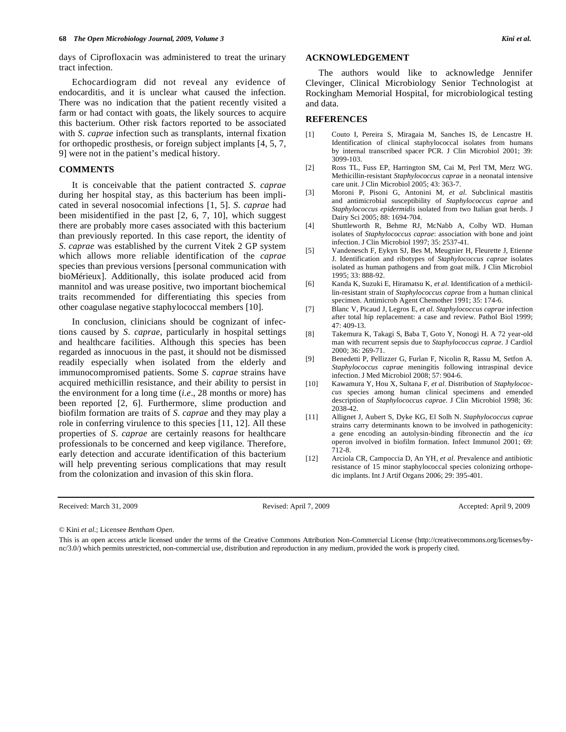days of Ciprofloxacin was administered to treat the urinary tract infection.

Echocardiogram did not reveal any evidence of endocarditis, and it is unclear what caused the infection. There was no indication that the patient recently visited a farm or had contact with goats, the likely sources to acquire this bacterium. Other risk factors reported to be associated with *S. caprae* infection such as transplants, internal fixation for orthopedic prosthesis, or foreign subject implants [4, 5, 7, 9] were not in the patient's medical history.

## COMMENTS

It is conceivable that the patient contracted *S. caprae* during her hospital stay, as this bacterium has been implicated in several nosocomial infections [1, 5]. *S. caprae* had been misidentified in the past [2, 6, 7, 10], which suggest there are probably more cases associated with this bacterium than previously reported. In this case report, the identity of *S. caprae* was established by the current Vitek 2 GP system which allows more reliable identification of the *caprae* species than previous versions [personal communication with bioMérieux]. Additionally, this isolate produced acid from mannitol and was urease positive, two important biochemical traits recommended for differentiating this species from other coagulase negative staphylococcal members [10].

In conclusion, clinicians should be cognizant of infections caused by *S. caprae*, particularly in hospital settings and healthcare facilities. Although this species has been regarded as innocuous in the past, it should not be dismissed readily especially when isolated from the elderly and immunocompromised patients. Some *S. caprae* strains have acquired methicillin resistance, and their ability to persist in the environment for a long time (*i.e*., 28 months or more) has been reported [2, 6]. Furthermore, slime production and biofilm formation are traits of *S. caprae* and they may play a role in conferring virulence to this species [11, 12]. All these properties of *S. caprae* are certainly reasons for healthcare professionals to be concerned and keep vigilance. Therefore, early detection and accurate identification of this bacterium will help preventing serious complications that may result from the colonization and invasion of this skin flora.

## ACKNOWLEDGEMENT

The authors would like to acknowledge Jennifer Clevinger, Clinical Microbiology Senior Technologist at Rockingham Memorial Hospital, for microbiological testing and data.

## REFERENCES

[1] Couto I, Pereira S, Miragaia M, Sanches IS, de Lencastre H. Identification of clinical staphylococcal isolates from humans by internal transcribed spacer PCR. J Clin Microbiol 2001; 39: 3099-103.

[2] Ross TL, Fuss EP, Harrington SM, Cai M, Perl TM, Merz WG. Methicillin-resistant *Staphylococcus caprae* in a neonatal intensive care unit. J Clin Microbiol 2005; 43: 363-7.

[3] Moroni P, Pisoni G, Antonini M, *et al*. Subclinical mastitis and antimicrobial susceptibility of *Staphylococcus caprae* and *Staphylococcus epidermidis* isolated from two Italian goat herds. J Dairy Sci 2005; 88: 1694-704.

[4] Shuttleworth R, Behme RJ, McNabb A, Colby WD. Human isolates of *Staphylococcus caprae*: association with bone and joint infection. J Clin Microbiol 1997; 35: 2537-41.

[5] Vandenesch F, Eykyn SJ, Bes M, Meugnier H, Fleurette J, Etienne J. Identification and ribotypes of *Staphylococcus caprae* isolates isolated as human pathogens and from goat milk. J Clin Microbiol 1995; 33: 888-92.

[6] Kanda K, Suzuki E, Hiramatsu K, *et al*. Identification of a methicillin-resistant strain of *Staphylococcus caprae* from a human clinical specimen. Antimicrob Agent Chemother 1991; 35: 174-6.

[7] Blanc V, Picaud J, Legros E, *et al*. *Staphylococcus caprae* infection after total hip replacement: a case and review. Pathol Biol 1999; 47: 409-13.

[8] Takemura K, Takagi S, Baba T, Goto Y, Nonogi H. A 72 year-old man with recurrent sepsis due to *Staphylococcus caprae*. J Cardiol 2000; 36: 269-71.

[9] Benedetti P, Pellizzer G, Furlan F, Nicolin R, Rassu M, Setfon A. *Staphylococcus caprae* meningitis following intraspinal device infection. J Med Microbiol 2008; 57: 904-6.

[10] Kawamura Y, Hou X, Sultana F, *et al*. Distribution of *Staphylococcus* species among human clinical specimens and emended description of *Staphylococcus caprae*. J Clin Microbiol 1998; 36: 2038-42.

[11] Allignet J, Aubert S, Dyke KG, El Solh N. *Staphylococcus caprae* strains carry determinants known to be involved in pathogenicity: a gene encoding an autolysin-binding fibronectin and the *ica* operon involved in biofilm formation. Infect Immunol 2001; 69: 712-8.

[12] Arciola CR, Campoccia D, An YH, *et al*. Prevalence and antibiotic resistance of 15 minor staphylococcal species colonizing orthopedic implants. Int J Artif Organs 2006; 29: 395-401.

Received: March 31, 2009 Revised: April 7, 2009 Accepted: April 9, 2009

© Kini *et al*.; Licensee *Bentham Open*.

This is an open access article licensed under the terms of the Creative Commons Attribution Non-Commercial License (http://creativecommons.org/licenses/by-nc/3.0/) which permits unrestricted, non-commercial use, distribution and reproduction in any medium, provided the work is properly cited.